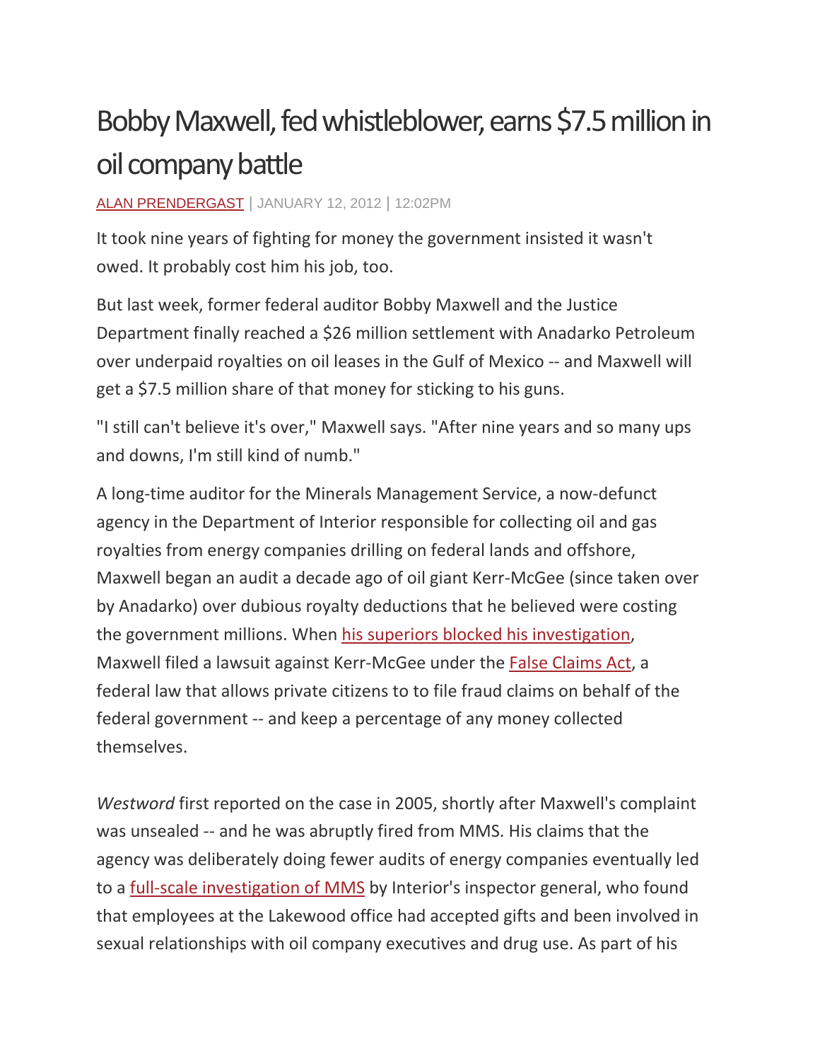# Bobby Maxwell, fed whistleblower, earns $7.5 million in oil company battle

ALAN PRENDERGAST | JANUARY 12, 2012 | 12:02PM

It took nine years of fighting for money the government insisted it wasn't owed. It probably cost him his job, too.

But last week, former federal auditor Bobby Maxwell and the Justice Department finally reached a $26 million settlement with Anadarko Petroleum over underpaid royalties on oil leases in the Gulf of Mexico -- and Maxwell will get a $7.5 million share of that money for sticking to his guns.

"I still can't believe it's over," Maxwell says. "After nine years and so many ups and downs, I'm still kind of numb."

A long-time auditor for the Minerals Management Service, a now-defunct agency in the Department of Interior responsible for collecting oil and gas royalties from energy companies drilling on federal lands and offshore, Maxwell began an audit a decade ago of oil giant Kerr-McGee (since taken over by Anadarko) over dubious royalty deductions that he believed were costing the government millions. When his superiors blocked his investigation, Maxwell filed a lawsuit against Kerr-McGee under the False Claims Act, a federal law that allows private citizens to to file fraud claims on behalf of the federal government -- and keep a percentage of any money collected themselves.

*Westword* first reported on the case in 2005, shortly after Maxwell's complaint was unsealed -- and he was abruptly fired from MMS. His claims that the agency was deliberately doing fewer audits of energy companies eventually led to a full-scale investigation of MMS by Interior's inspector general, who found that employees at the Lakewood office had accepted gifts and been involved in sexual relationships with oil company executives and drug use. As part of his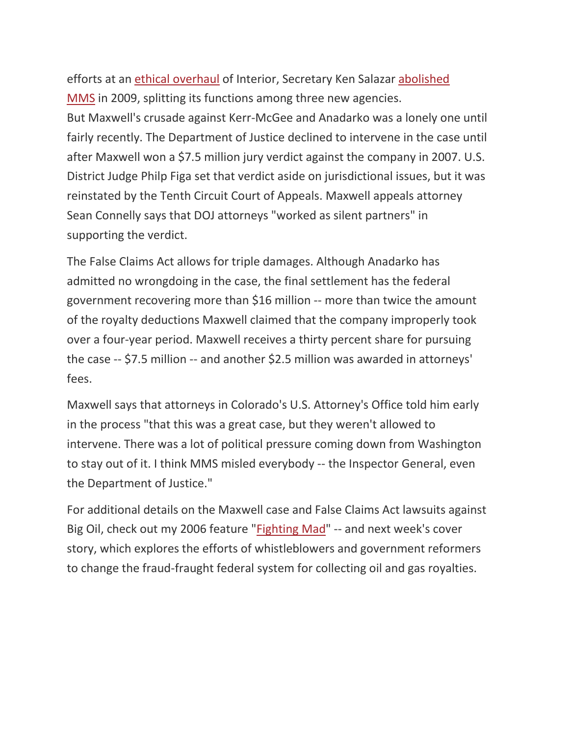efforts at an ethical overhaul of Interior, Secretary Ken Salazar abolished MMS in 2009, splitting its functions among three new agencies.

But Maxwell's crusade against Kerr-McGee and Anadarko was a lonely one until fairly recently. The Department of Justice declined to intervene in the case until after Maxwell won a $7.5 million jury verdict against the company in 2007. U.S. District Judge Philp Figa set that verdict aside on jurisdictional issues, but it was reinstated by the Tenth Circuit Court of Appeals. Maxwell appeals attorney Sean Connelly says that DOJ attorneys "worked as silent partners" in supporting the verdict.

The False Claims Act allows for triple damages. Although Anadarko has admitted no wrongdoing in the case, the final settlement has the federal government recovering more than $16 million -- more than twice the amount of the royalty deductions Maxwell claimed that the company improperly took over a four-year period. Maxwell receives a thirty percent share for pursuing the case -- $7.5 million -- and another $2.5 million was awarded in attorneys' fees.

Maxwell says that attorneys in Colorado's U.S. Attorney's Office told him early in the process "that this was a great case, but they weren't allowed to intervene. There was a lot of political pressure coming down from Washington to stay out of it. I think MMS misled everybody -- the Inspector General, even the Department of Justice."

For additional details on the Maxwell case and False Claims Act lawsuits against Big Oil, check out my 2006 feature "Fighting Mad" -- and next week's cover story, which explores the efforts of whistleblowers and government reformers to change the fraud-fraught federal system for collecting oil and gas royalties.